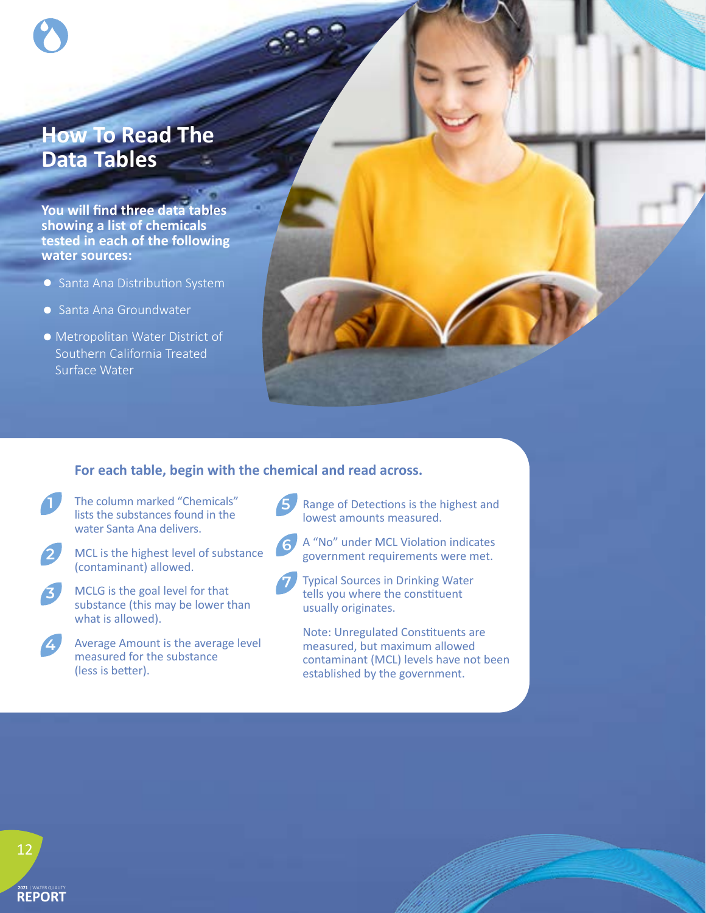# How To Read The Data Tables

**You will find three data tables showing a list of chemicals tested in each of the following water sources:**

- Santa Ana Distribution System
- Santa Ana Groundwater
- Metropolitan Water District of Southern California Treated Surface Water

## For each table, begin with the chemical and read across.

1. The column marked "Chemicals" lists the substances found in the water Santa Ana delivers.
2. MCL is the highest level of substance (contaminant) allowed.
3. MCLG is the goal level for that substance (this may be lower than what is allowed).
4. Average Amount is the average level measured for the substance (less is better).
5. Range of Detections is the highest and lowest amounts measured.
6. A "No" under MCL Violation indicates government requirements were met.
7. Typical Sources in Drinking Water tells you where the constituent usually originates.

Note: Unregulated Constituents are measured, but maximum allowed contaminant (MCL) levels have not been established by the government.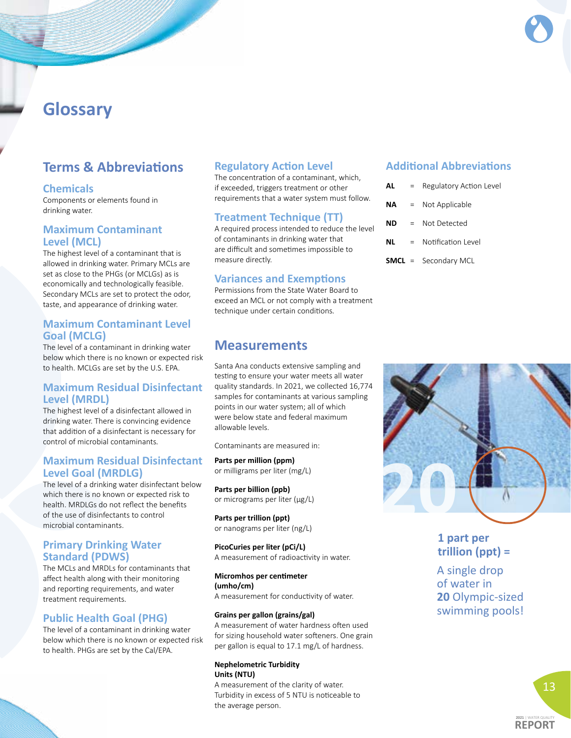# Glossary

## Terms & Abbreviations

### Chemicals

Components or elements found in drinking water.

### Maximum Contaminant Level (MCL)

The highest level of a contaminant that is allowed in drinking water. Primary MCLs are set as close to the PHGs (or MCLGs) as is economically and technologically feasible. Secondary MCLs are set to protect the odor, taste, and appearance of drinking water.

### Maximum Contaminant Level Goal (MCLG)

The level of a contaminant in drinking water below which there is no known or expected risk to health. MCLGs are set by the U.S. EPA.

### Maximum Residual Disinfectant Level (MRDL)

The highest level of a disinfectant allowed in drinking water. There is convincing evidence that addition of a disinfectant is necessary for control of microbial contaminants.

### Maximum Residual Disinfectant Level Goal (MRDLG)

The level of a drinking water disinfectant below which there is no known or expected risk to health. MRDLGs do not reflect the benefits of the use of disinfectants to control microbial contaminants.

### Primary Drinking Water Standard (PDWS)

The MCLs and MRDLs for contaminants that affect health along with their monitoring and reporting requirements, and water treatment requirements.

### Public Health Goal (PHG)

The level of a contaminant in drinking water below which there is no known or expected risk to health. PHGs are set by the Cal/EPA.

### Regulatory Action Level

The concentration of a contaminant, which, if exceeded, triggers treatment or other requirements that a water system must follow.

### Treatment Technique (TT)

A required process intended to reduce the level of contaminants in drinking water that are difficult and sometimes impossible to measure directly.

### Variances and Exemptions

Permissions from the State Water Board to exceed an MCL or not comply with a treatment technique under certain conditions.

## Measurements

Santa Ana conducts extensive sampling and testing to ensure your water meets all water quality standards. In 2021, we collected 16,774 samples for contaminants at various sampling points in our water system; all of which were below state and federal maximum allowable levels.

Contaminants are measured in:

**Parts per million (ppm)**
or milligrams per liter (mg/L)

**Parts per billion (ppb)**
or micrograms per liter (μg/L)

**Parts per trillion (ppt)**
or nanograms per liter (ng/L)

**PicoCuries per liter (pCi/L)**
A measurement of radioactivity in water.

**Micromhos per centimeter (umho/cm)**
A measurement for conductivity of water.

**Grains per gallon (grains/gal)**
A measurement of water hardness often used for sizing household water softeners. One grain per gallon is equal to 17.1 mg/L of hardness.

**Nephelometric Turbidity Units (NTU)**
A measurement of the clarity of water. Turbidity in excess of 5 NTU is noticeable to the average person.

## Additional Abbreviations

| | | |
|---|---|---|
| **AL** | = | Regulatory Action Level |
| **NA** | = | Not Applicable |
| **ND** | = | Not Detected |
| **NL** | = | Notification Level |
| **SMCL** | = | Secondary MCL |

20

**1 part per trillion (ppt) =**

A single drop of water in **20** Olympic-sized swimming pools!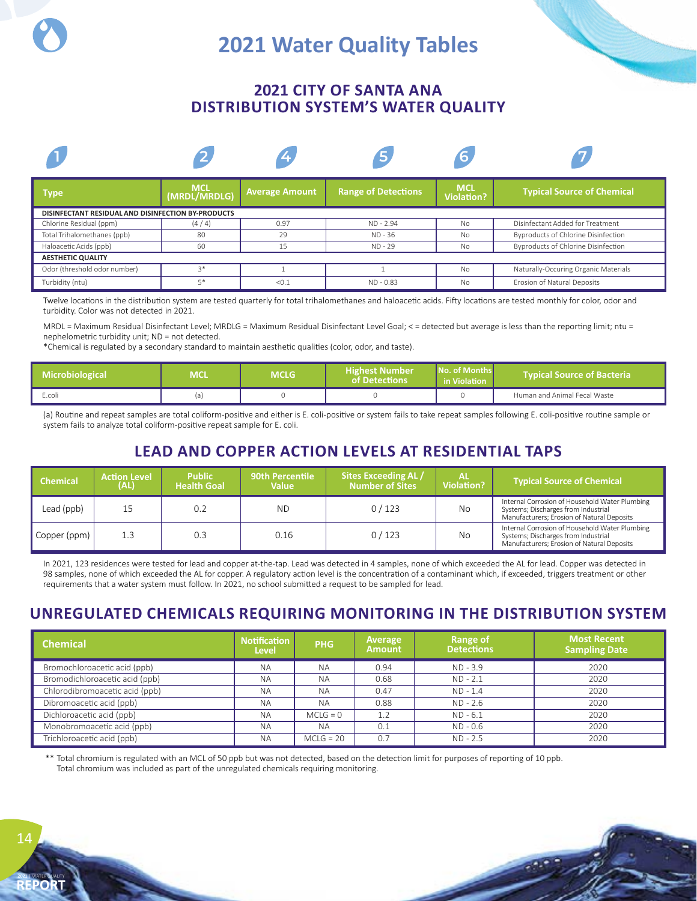# 2021 Water Quality Tables

## 2021 CITY OF SANTA ANA DISTRIBUTION SYSTEM'S WATER QUALITY

| 1 | 2 | 4 | 5 | 6 | 7 |
|---|---|---|---|---|---|
| **Type** | **MCL (MRDL/MRDLG)** | **Average Amount** | **Range of Detections** | **MCL Violation?** | **Typical Source of Chemical** |
| **DISINFECTANT RESIDUAL AND DISINFECTION BY-PRODUCTS** | | | | | |
| Chlorine Residual (ppm) | (4 / 4) | 0.97 | ND - 2.94 | No | Disinfectant Added for Treatment |
| Total Trihalomethanes (ppb) | 80 | 29 | ND - 36 | No | Byproducts of Chlorine Disinfection |
| Haloacetic Acids (ppb) | 60 | 15 | ND - 29 | No | Byproducts of Chlorine Disinfection |
| **AESTHETIC QUALITY** | | | | | |
| Odor (threshold odor number) | 3* | 1 | 1 | No | Naturally-Occuring Organic Materials |
| Turbidity (ntu) | 5* | <0.1 | ND - 0.83 | No | Erosion of Natural Deposits |

Twelve locations in the distribution system are tested quarterly for total trihalomethanes and haloacetic acids. Fifty locations are tested monthly for color, odor and turbidity. Color was not detected in 2021.

MRDL = Maximum Residual Disinfectant Level; MRDLG = Maximum Residual Disinfectant Level Goal; < = detected but average is less than the reporting limit; ntu = nephelometric turbidity unit; ND = not detected.
*Chemical is regulated by a secondary standard to maintain aesthetic qualities (color, odor, and taste).

| Microbiological | MCL | MCLG | Highest Number of Detections | No. of Months in Violation | Typical Source of Bacteria |
|---|---|---|---|---|---|
| E.coli | (a) | 0 | 0 | 0 | Human and Animal Fecal Waste |

(a) Routine and repeat samples are total coliform-positive and either is E. coli-positive or system fails to take repeat samples following E. coli-positive routine sample or system fails to analyze total coliform-positive repeat sample for E. coli.

## LEAD AND COPPER ACTION LEVELS AT RESIDENTIAL TAPS

| Chemical | Action Level (AL) | Public Health Goal | 90th Percentile Value | Sites Exceeding AL / Number of Sites | AL Violation? | Typical Source of Chemical |
|---|---|---|---|---|---|---|
| Lead (ppb) | 15 | 0.2 | ND | 0 / 123 | No | Internal Corrosion of Household Water Plumbing Systems; Discharges from Industrial Manufacturers; Erosion of Natural Deposits |
| Copper (ppm) | 1.3 | 0.3 | 0.16 | 0 / 123 | No | Internal Corrosion of Household Water Plumbing Systems; Discharges from Industrial Manufacturers; Erosion of Natural Deposits |

In 2021, 123 residences were tested for lead and copper at-the-tap. Lead was detected in 4 samples, none of which exceeded the AL for lead. Copper was detected in 98 samples, none of which exceeded the AL for copper. A regulatory action level is the concentration of a contaminant which, if exceeded, triggers treatment or other requirements that a water system must follow. In 2021, no school submitted a request to be sampled for lead.

## UNREGULATED CHEMICALS REQUIRING MONITORING IN THE DISTRIBUTION SYSTEM

| Chemical | Notification Level | PHG | Average Amount | Range of Detections | Most Recent Sampling Date |
|---|---|---|---|---|---|
| Bromochloroacetic acid (ppb) | NA | NA | 0.94 | ND - 3.9 | 2020 |
| Bromodichloroacetic acid (ppb) | NA | NA | 0.68 | ND - 2.1 | 2020 |
| Chlorodibromoacetic acid (ppb) | NA | NA | 0.47 | ND - 1.4 | 2020 |
| Dibromoacetic acid (ppb) | NA | NA | 0.88 | ND - 2.6 | 2020 |
| Dichloroacetic acid (ppb) | NA | MCLG = 0 | 1.2 | ND - 6.1 | 2020 |
| Monobromoacetic acid (ppb) | NA | NA | 0.1 | ND - 0.6 | 2020 |
| Trichloroacetic acid (ppb) | NA | MCLG = 20 | 0.7 | ND - 2.5 | 2020 |

** Total chromium is regulated with an MCL of 50 ppb but was not detected, based on the detection limit for purposes of reporting of 10 ppb. Total chromium was included as part of the unregulated chemicals requiring monitoring.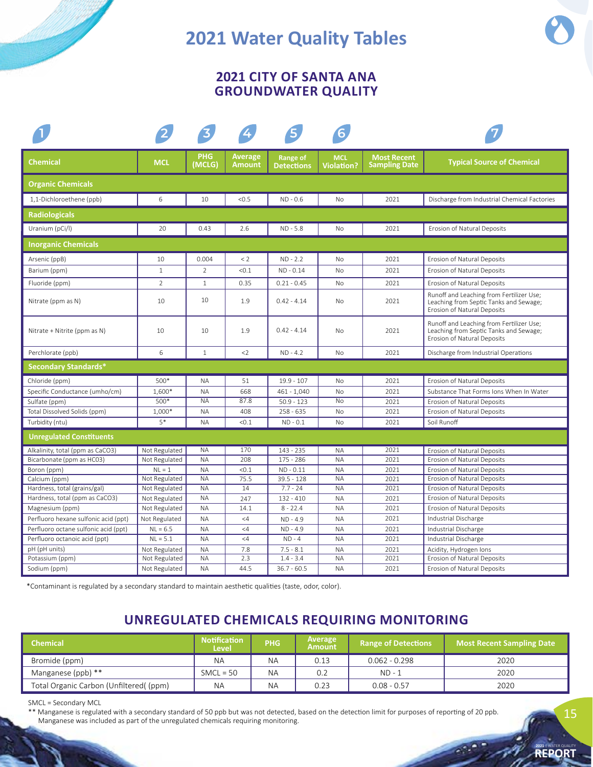# 2021 Water Quality Tables

## 2021 CITY OF SANTA ANA GROUNDWATER QUALITY

| 1 | 2 | 3 | 4 | 5 | 6 | | 7 |
|---|---|---|---|---|---|---|---|
| **Chemical** | **MCL** | **PHG (MCLG)** | **Average Amount** | **Range of Detections** | **MCL Violation?** | **Most Recent Sampling Date** | **Typical Source of Chemical** |
| **Organic Chemicals** | | | | | | | |
| 1,1-Dichloroethene (ppb) | 6 | 10 | <0.5 | ND - 0.6 | No | 2021 | Discharge from Industrial Chemical Factories |
| **Radiologicals** | | | | | | | |
| Uranium (pCi/l) | 20 | 0.43 | 2.6 | ND - 5.8 | No | 2021 | Erosion of Natural Deposits |
| **Inorganic Chemicals** | | | | | | | |
| Arsenic (ppB) | 10 | 0.004 | < 2 | ND - 2.2 | No | 2021 | Erosion of Natural Deposits |
| Barium (ppm) | 1 | 2 | <0.1 | ND - 0.14 | No | 2021 | Erosion of Natural Deposits |
| Fluoride (ppm) | 2 | 1 | 0.35 | 0.21 - 0.45 | No | 2021 | Erosion of Natural Deposits |
| Nitrate (ppm as N) | 10 | 10 | 1.9 | 0.42 - 4.14 | No | 2021 | Runoff and Leaching from Fertilizer Use; Leaching from Septic Tanks and Sewage; Erosion of Natural Deposits |
| Nitrate + Nitrite (ppm as N) | 10 | 10 | 1.9 | 0.42 - 4.14 | No | 2021 | Runoff and Leaching from Fertilizer Use; Leaching from Septic Tanks and Sewage; Erosion of Natural Deposits |
| Perchlorate (ppb) | 6 | 1 | <2 | ND - 4.2 | No | 2021 | Discharge from Industrial Operations |
| **Secondary Standards*** | | | | | | | |
| Chloride (ppm) | 500* | NA | 51 | 19.9 - 107 | No | 2021 | Erosion of Natural Deposits |
| Specific Conductance (umho/cm) | 1,600* | NA | 668 | 461 - 1,040 | No | 2021 | Substance That Forms Ions When In Water |
| Sulfate (ppm) | 500* | NA | 87.8 | 50.9 - 123 | No | 2021 | Erosion of Natural Deposits |
| Total Dissolved Solids (ppm) | 1,000* | NA | 408 | 258 - 635 | No | 2021 | Erosion of Natural Deposits |
| Turbidity (ntu) | 5* | NA | <0.1 | ND - 0.1 | No | 2021 | Soil Runoff |
| **Unregulated Constituents** | | | | | | | |
| Alkalinity, total (ppm as CaCO3) | Not Regulated | NA | 170 | 143 - 235 | NA | 2021 | Erosion of Natural Deposits |
| Bicarbonate (ppm as HC03) | Not Regulated | NA | 208 | 175 - 286 | NA | 2021 | Erosion of Natural Deposits |
| Boron (ppm) | NL = 1 | NA | <0.1 | ND - 0.11 | NA | 2021 | Erosion of Natural Deposits |
| Calcium (ppm) | Not Regulated | NA | 75.5 | 39.5 - 128 | NA | 2021 | Erosion of Natural Deposits |
| Hardness, total (grains/gal) | Not Regulated | NA | 14 | 7.7 - 24 | NA | 2021 | Erosion of Natural Deposits |
| Hardness, total (ppm as CaCO3) | Not Regulated | NA | 247 | 132 - 410 | NA | 2021 | Erosion of Natural Deposits |
| Magnesium (ppm) | Not Regulated | NA | 14.1 | 8 - 22.4 | NA | 2021 | Erosion of Natural Deposits |
| Perfluoro hexane sulfonic acid (ppt) | Not Regulated | NA | <4 | ND - 4.9 | NA | 2021 | Industrial Discharge |
| Perfluoro octane sulfonic acid (ppt) | NL = 6.5 | NA | <4 | ND - 4.9 | NA | 2021 | Industrial Discharge |
| Perfluoro octanoic acid (ppt) | NL = 5.1 | NA | <4 | ND - 4 | NA | 2021 | Industrial Discharge |
| pH (pH units) | Not Regulated | NA | 7.8 | 7.5 - 8.1 | NA | 2021 | Acidity, Hydrogen Ions |
| Potassium (ppm) | Not Regulated | NA | 2.3 | 1.4 - 3.4 | NA | 2021 | Erosion of Natural Deposits |
| Sodium (ppm) | Not Regulated | NA | 44.5 | 36.7 - 60.5 | NA | 2021 | Erosion of Natural Deposits |

*Contaminant is regulated by a secondary standard to maintain aesthetic qualities (taste, odor, color).

## UNREGULATED CHEMICALS REQUIRING MONITORING

| Chemical | Notification Level | PHG | Average Amount | Range of Detections | Most Recent Sampling Date |
|---|---|---|---|---|---|
| Bromide (ppm) | NA | NA | 0.13 | 0.062 - 0.298 | 2020 |
| Manganese (ppb) ** | SMCL = 50 | NA | 0.2 | ND - 1 | 2020 |
| Total Organic Carbon (Unfiltered( (ppm) | NA | NA | 0.23 | 0.08 - 0.57 | 2020 |

SMCL = Secondary MCL

** Manganese is regulated with a secondary standard of 50 ppb but was not detected, based on the detection limit for purposes of reporting of 20 ppb. Manganese was included as part of the unregulated chemicals requiring monitoring.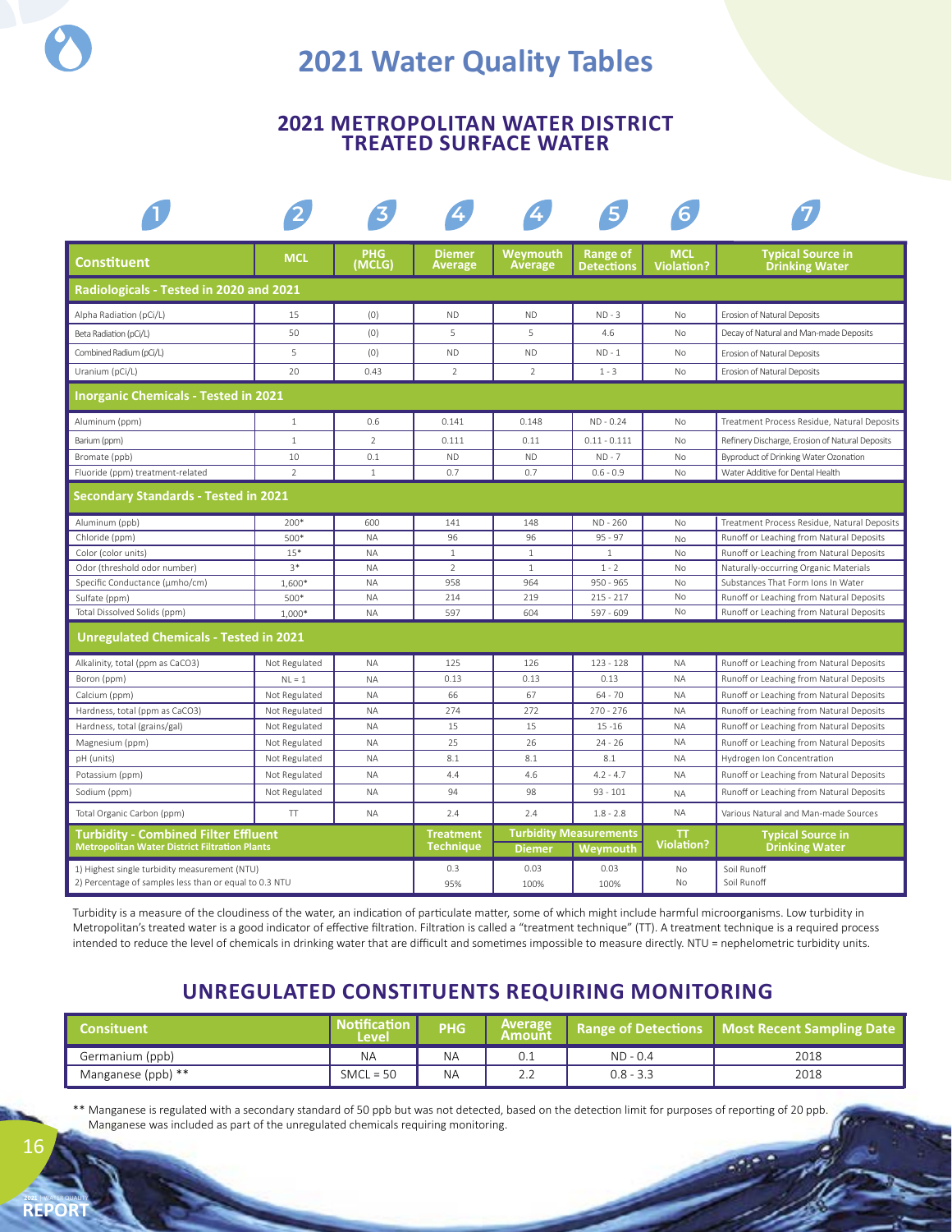# 2021 Water Quality Tables

## 2021 METROPOLITAN WATER DISTRICT TREATED SURFACE WATER

| 1 | 2 | 3 | 4 | 4 | 5 | 6 | 7 |
|---|---|---|---|---|---|---|---|
| **Constituent** | **MCL** | **PHG (MCLG)** | **Diemer Average** | **Weymouth Average** | **Range of Detections** | **MCL Violation?** | **Typical Source in Drinking Water** |
| **Radiologicals - Tested in 2020 and 2021** | | | | | | | |
| Alpha Radiation (pCi/L) | 15 | (0) | ND | ND | ND - 3 | No | Erosion of Natural Deposits |
| Beta Radiation (pCi/L) | 50 | (0) | 5 | 5 | 4.6 | No | Decay of Natural and Man-made Deposits |
| Combined Radium (pCi/L) | 5 | (0) | ND | ND | ND - 1 | No | Erosion of Natural Deposits |
| Uranium (pCi/L) | 20 | 0.43 | 2 | 2 | 1 - 3 | No | Erosion of Natural Deposits |
| **Inorganic Chemicals - Tested in 2021** | | | | | | | |
| Aluminum (ppm) | 1 | 0.6 | 0.141 | 0.148 | ND - 0.24 | No | Treatment Process Residue, Natural Deposits |
| Barium (ppm) | 1 | 2 | 0.111 | 0.11 | 0.11 - 0.111 | No | Refinery Discharge, Erosion of Natural Deposits |
| Bromate (ppb) | 10 | 0.1 | ND | ND | ND - 7 | No | Byproduct of Drinking Water Ozonation |
| Fluoride (ppm) treatment-related | 2 | 1 | 0.7 | 0.7 | 0.6 - 0.9 | No | Water Additive for Dental Health |
| **Secondary Standards - Tested in 2021** | | | | | | | |
| Aluminum (ppb) | 200* | 600 | 141 | 148 | ND - 260 | No | Treatment Process Residue, Natural Deposits |
| Chloride (ppm) | 500* | NA | 96 | 96 | 95 - 97 | No | Runoff or Leaching from Natural Deposits |
| Color (color units) | 15* | NA | 1 | 1 | 1 | No | Runoff or Leaching from Natural Deposits |
| Odor (threshold odor number) | 3* | NA | 2 | 1 | 1 - 2 | No | Naturally-occurring Organic Materials |
| Specific Conductance (µmho/cm) | 1,600* | NA | 958 | 964 | 950 - 965 | No | Substances That Form Ions In Water |
| Sulfate (ppm) | 500* | NA | 214 | 219 | 215 - 217 | No | Runoff or Leaching from Natural Deposits |
| Total Dissolved Solids (ppm) | 1,000* | NA | 597 | 604 | 597 - 609 | No | Runoff or Leaching from Natural Deposits |
| **Unregulated Chemicals - Tested in 2021** | | | | | | | |
| Alkalinity, total (ppm as CaCO3) | Not Regulated | NA | 125 | 126 | 123 - 128 | NA | Runoff or Leaching from Natural Deposits |
| Boron (ppm) | NL = 1 | NA | 0.13 | 0.13 | 0.13 | NA | Runoff or Leaching from Natural Deposits |
| Calcium (ppm) | Not Regulated | NA | 66 | 67 | 64 - 70 | NA | Runoff or Leaching from Natural Deposits |
| Hardness, total (ppm as CaCO3) | Not Regulated | NA | 274 | 272 | 270 - 276 | NA | Runoff or Leaching from Natural Deposits |
| Hardness, total (grains/gal) | Not Regulated | NA | 15 | 15 | 15 -16 | NA | Runoff or Leaching from Natural Deposits |
| Magnesium (ppm) | Not Regulated | NA | 25 | 26 | 24 - 26 | NA | Runoff or Leaching from Natural Deposits |
| pH (units) | Not Regulated | NA | 8.1 | 8.1 | 8.1 | NA | Hydrogen Ion Concentration |
| Potassium (ppm) | Not Regulated | NA | 4.4 | 4.6 | 4.2 - 4.7 | NA | Runoff or Leaching from Natural Deposits |
| Sodium (ppm) | Not Regulated | NA | 94 | 98 | 93 - 101 | NA | Runoff or Leaching from Natural Deposits |
| Total Organic Carbon (ppm) | TT | NA | 2.4 | 2.4 | 1.8 - 2.8 | NA | Various Natural and Man-made Sources |

| **Turbidity - Combined Filter Effluent** Metropolitan Water District Filtration Plants | **Treatment Technique** | **Turbidity Measurements** | | **TT Violation?** | **Typical Source in Drinking Water** |
|---|---|---|---|---|---|
| | | **Diemer** | **Weymouth** | | |
| 1) Highest single turbidity measurement (NTU) | 0.3 | 0.03 | 0.03 | No | Soil Runoff |
| 2) Percentage of samples less than or equal to 0.3 NTU | 95% | 100% | 100% | No | Soil Runoff |

Turbidity is a measure of the cloudiness of the water, an indication of particulate matter, some of which might include harmful microorganisms. Low turbidity in Metropolitan's treated water is a good indicator of effective filtration. Filtration is called a "treatment technique" (TT). A treatment technique is a required process intended to reduce the level of chemicals in drinking water that are difficult and sometimes impossible to measure directly. NTU = nephelometric turbidity units.

## UNREGULATED CONSTITUENTS REQUIRING MONITORING

| Consituent | Notification Level | PHG | Average Amount | Range of Detections | Most Recent Sampling Date |
|---|---|---|---|---|---|
| Germanium (ppb) | NA | NA | 0.1 | ND - 0.4 | 2018 |
| Manganese (ppb) ** | SMCL = 50 | NA | 2.2 | 0.8 - 3.3 | 2018 |

** Manganese is regulated with a secondary standard of 50 ppb but was not detected, based on the detection limit for purposes of reporting of 20 ppb. Manganese was included as part of the unregulated chemicals requiring monitoring.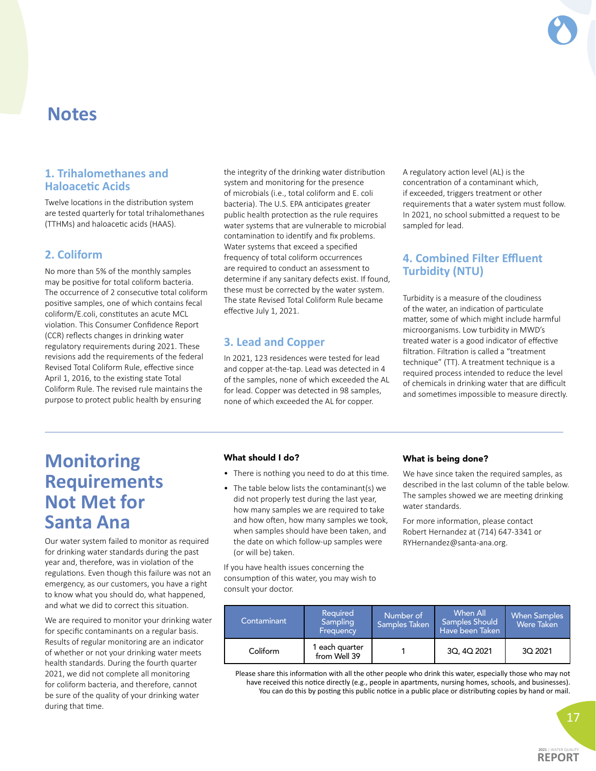# Notes

## 1. Trihalomethanes and Haloacetic Acids

Twelve locations in the distribution system are tested quarterly for total trihalomethanes (TTHMs) and haloacetic acids (HAAS).

## 2. Coliform

No more than 5% of the monthly samples may be positive for total coliform bacteria. The occurrence of 2 consecutive total coliform positive samples, one of which contains fecal coliform/E.coli, constitutes an acute MCL violation. This Consumer Confidence Report (CCR) reflects changes in drinking water regulatory requirements during 2021. These revisions add the requirements of the federal Revised Total Coliform Rule, effective since April 1, 2016, to the existing state Total Coliform Rule. The revised rule maintains the purpose to protect public health by ensuring the integrity of the drinking water distribution system and monitoring for the presence of microbials (i.e., total coliform and E. coli bacteria). The U.S. EPA anticipates greater public health protection as the rule requires water systems that are vulnerable to microbial contamination to identify and fix problems. Water systems that exceed a specified frequency of total coliform occurrences are required to conduct an assessment to determine if any sanitary defects exist. If found, these must be corrected by the water system. The state Revised Total Coliform Rule became effective July 1, 2021.

## 3. Lead and Copper

In 2021, 123 residences were tested for lead and copper at-the-tap. Lead was detected in 4 of the samples, none of which exceeded the AL for lead. Copper was detected in 98 samples, none of which exceeded the AL for copper.

A regulatory action level (AL) is the concentration of a contaminant which, if exceeded, triggers treatment or other requirements that a water system must follow. In 2021, no school submitted a request to be sampled for lead.

## 4. Combined Filter Effluent Turbidity (NTU)

Turbidity is a measure of the cloudiness of the water, an indication of particulate matter, some of which might include harmful microorganisms. Low turbidity in MWD's treated water is a good indicator of effective filtration. Filtration is called a "treatment technique" (TT). A treatment technique is a required process intended to reduce the level of chemicals in drinking water that are difficult and sometimes impossible to measure directly.

# Monitoring Requirements Not Met for Santa Ana

Our water system failed to monitor as required for drinking water standards during the past year and, therefore, was in violation of the regulations. Even though this failure was not an emergency, as our customers, you have a right to know what you should do, what happened, and what we did to correct this situation.

We are required to monitor your drinking water for specific contaminants on a regular basis. Results of regular monitoring are an indicator of whether or not your drinking water meets health standards. During the fourth quarter 2021, we did not complete all monitoring for coliform bacteria, and therefore, cannot be sure of the quality of your drinking water during that time.

**What should I do?**

- There is nothing you need to do at this time.
- The table below lists the contaminant(s) we did not properly test during the last year, how many samples we are required to take and how often, how many samples we took, when samples should have been taken, and the date on which follow-up samples were (or will be) taken.

If you have health issues concerning the consumption of this water, you may wish to consult your doctor.

**What is being done?**

We have since taken the required samples, as described in the last column of the table below. The samples showed we are meeting drinking water standards.

For more information, please contact Robert Hernandez at (714) 647-3341 or RYHernandez@santa-ana.org.

| Contaminant | Required Sampling Frequency | Number of Samples Taken | When All Samples Should Have been Taken | When Samples Were Taken |
|---|---|---|---|---|
| Coliform | 1 each quarter from Well 39 | 1 | 3Q, 4Q 2021 | 3Q 2021 |

Please share this information with all the other people who drink this water, especially those who may not have received this notice directly (e.g., people in apartments, nursing homes, schools, and businesses). You can do this by posting this public notice in a public place or distributing copies by hand or mail.